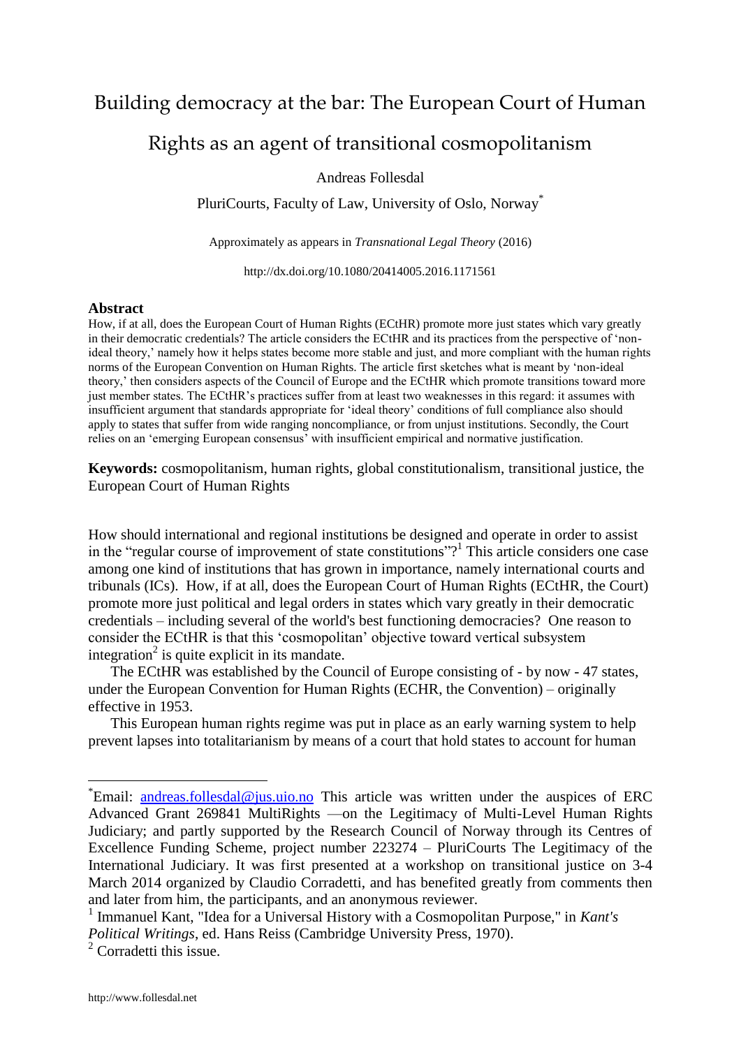# Building democracy at the bar: The European Court of Human Rights as an agent of transitional cosmopolitanism

Andreas Follesdal

PluriCourts, Faculty of Law, University of Oslo, Norway[*]

Approximately as appears in *Transnational Legal Theory* (2016)

http://dx.doi.org/10.1080/20414005.2016.1171561

## Abstract

How, if at all, does the European Court of Human Rights (ECtHR) promote more just states which vary greatly in their democratic credentials? The article considers the ECtHR and its practices from the perspective of 'non-ideal theory,' namely how it helps states become more stable and just, and more compliant with the human rights norms of the European Convention on Human Rights. The article first sketches what is meant by 'non-ideal theory,' then considers aspects of the Council of Europe and the ECtHR which promote transitions toward more just member states. The ECtHR's practices suffer from at least two weaknesses in this regard: it assumes with insufficient argument that standards appropriate for 'ideal theory' conditions of full compliance also should apply to states that suffer from wide ranging noncompliance, or from unjust institutions. Secondly, the Court relies on an 'emerging European consensus' with insufficient empirical and normative justification.

**Keywords:** cosmopolitanism, human rights, global constitutionalism, transitional justice, the European Court of Human Rights

How should international and regional institutions be designed and operate in order to assist in the "regular course of improvement of state constitutions"?[1] This article considers one case among one kind of institutions that has grown in importance, namely international courts and tribunals (ICs). How, if at all, does the European Court of Human Rights (ECtHR, the Court) promote more just political and legal orders in states which vary greatly in their democratic credentials – including several of the world's best functioning democracies? One reason to consider the ECtHR is that this 'cosmopolitan' objective toward vertical subsystem integration[2] is quite explicit in its mandate.

The ECtHR was established by the Council of Europe consisting of - by now - 47 states, under the European Convention for Human Rights (ECHR, the Convention) – originally effective in 1953.

This European human rights regime was put in place as an early warning system to help prevent lapses into totalitarianism by means of a court that hold states to account for human

---

[*] Email: andreas.follesdal@jus.uio.no This article was written under the auspices of ERC Advanced Grant 269841 MultiRights —on the Legitimacy of Multi-Level Human Rights Judiciary; and partly supported by the Research Council of Norway through its Centres of Excellence Funding Scheme, project number 223274 – PluriCourts The Legitimacy of the International Judiciary. It was first presented at a workshop on transitional justice on 3-4 March 2014 organized by Claudio Corradetti, and has benefited greatly from comments then and later from him, the participants, and an anonymous reviewer.

[1] Immanuel Kant, "Idea for a Universal History with a Cosmopolitan Purpose," in *Kant's Political Writings*, ed. Hans Reiss (Cambridge University Press, 1970).

[2] Corradetti this issue.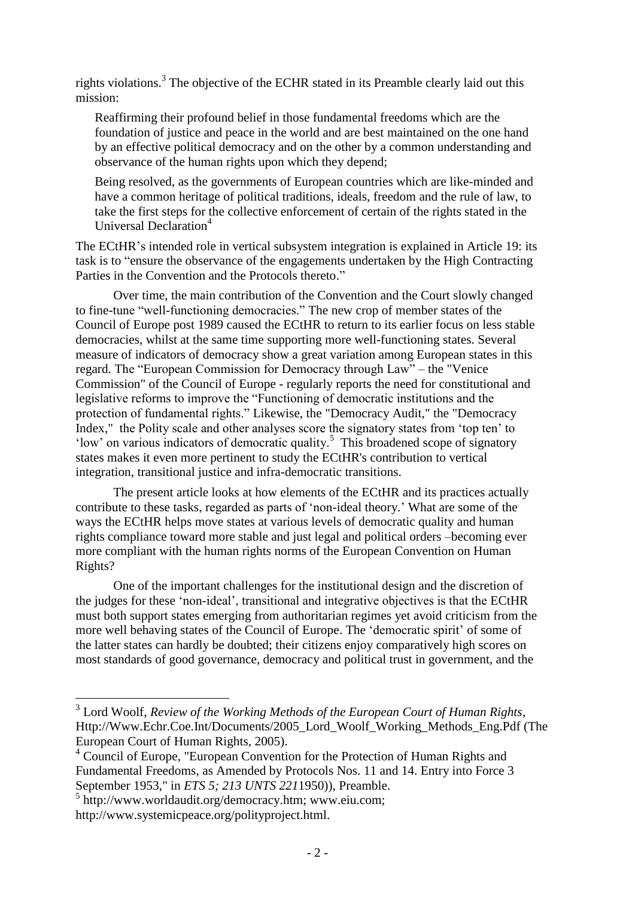rights violations.[3] The objective of the ECHR stated in its Preamble clearly laid out this mission:

> Reaffirming their profound belief in those fundamental freedoms which are the foundation of justice and peace in the world and are best maintained on the one hand by an effective political democracy and on the other by a common understanding and observance of the human rights upon which they depend;
>
> Being resolved, as the governments of European countries which are like-minded and have a common heritage of political traditions, ideals, freedom and the rule of law, to take the first steps for the collective enforcement of certain of the rights stated in the Universal Declaration[4]

The ECtHR's intended role in vertical subsystem integration is explained in Article 19: its task is to "ensure the observance of the engagements undertaken by the High Contracting Parties in the Convention and the Protocols thereto."

Over time, the main contribution of the Convention and the Court slowly changed to fine-tune "well-functioning democracies." The new crop of member states of the Council of Europe post 1989 caused the ECtHR to return to its earlier focus on less stable democracies, whilst at the same time supporting more well-functioning states. Several measure of indicators of democracy show a great variation among European states in this regard. The "European Commission for Democracy through Law" – the "Venice Commission" of the Council of Europe - regularly reports the need for constitutional and legislative reforms to improve the "Functioning of democratic institutions and the protection of fundamental rights." Likewise, the "Democracy Audit," the "Democracy Index," the Polity scale and other analyses score the signatory states from 'top ten' to 'low' on various indicators of democratic quality.[5] This broadened scope of signatory states makes it even more pertinent to study the ECtHR's contribution to vertical integration, transitional justice and infra-democratic transitions.

The present article looks at how elements of the ECtHR and its practices actually contribute to these tasks, regarded as parts of 'non-ideal theory.' What are some of the ways the ECtHR helps move states at various levels of democratic quality and human rights compliance toward more stable and just legal and political orders –becoming ever more compliant with the human rights norms of the European Convention on Human Rights?

One of the important challenges for the institutional design and the discretion of the judges for these 'non-ideal', transitional and integrative objectives is that the ECtHR must both support states emerging from authoritarian regimes yet avoid criticism from the more well behaving states of the Council of Europe. The 'democratic spirit' of some of the latter states can hardly be doubted; their citizens enjoy comparatively high scores on most standards of good governance, democracy and political trust in government, and the

---

[3] Lord Woolf, *Review of the Working Methods of the European Court of Human Rights*, Http://Www.Echr.Coe.Int/Documents/2005_Lord_Woolf_Working_Methods_Eng.Pdf (The European Court of Human Rights, 2005).

[4] Council of Europe, "European Convention for the Protection of Human Rights and Fundamental Freedoms, as Amended by Protocols Nos. 11 and 14. Entry into Force 3 September 1953," in *ETS 5; 213 UNTS 221*1950)), Preamble.

[5] http://www.worldaudit.org/democracy.htm; www.eiu.com; http://www.systemicpeace.org/polityproject.html.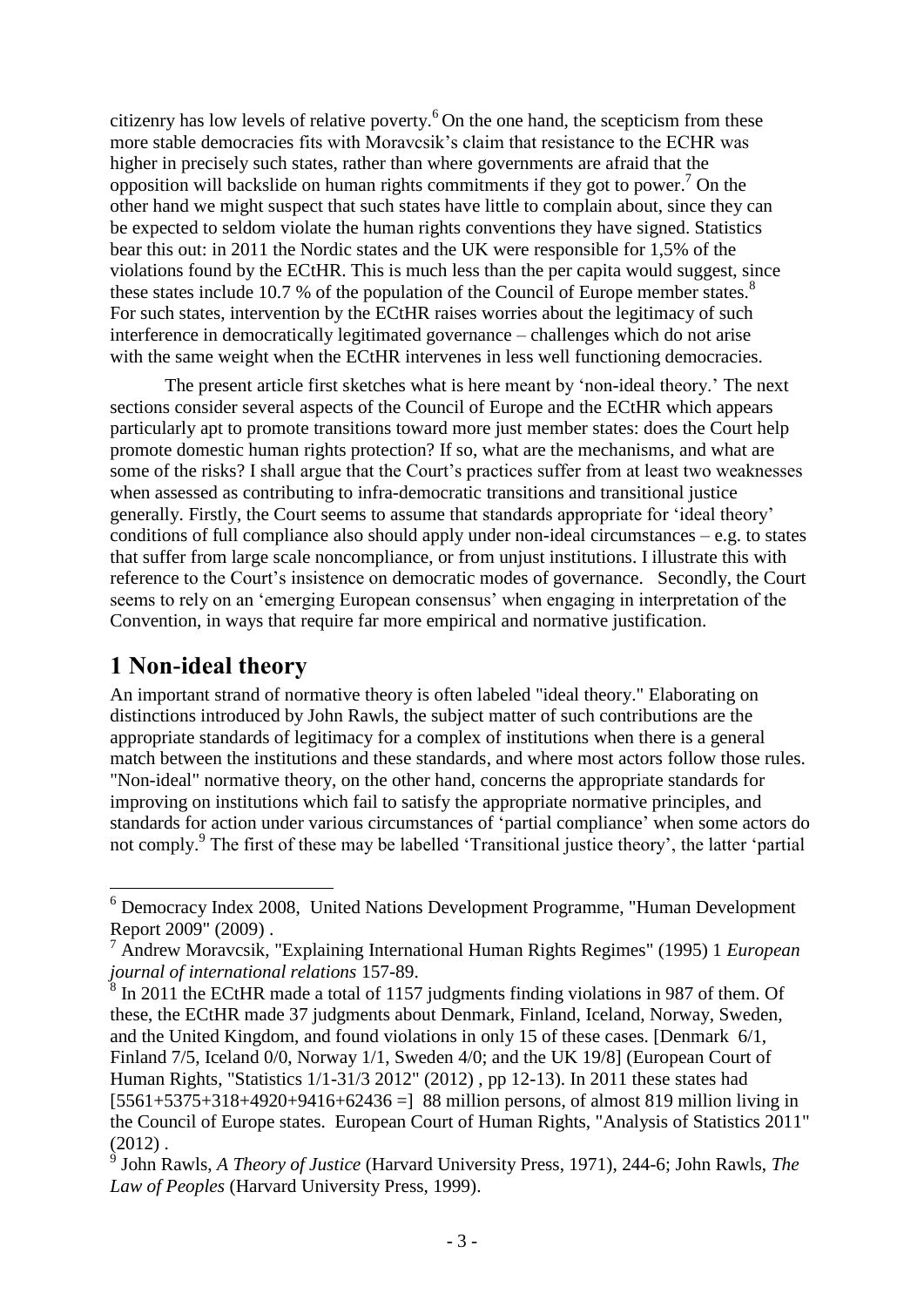citizenry has low levels of relative poverty.[6] On the one hand, the scepticism from these more stable democracies fits with Moravcsik's claim that resistance to the ECHR was higher in precisely such states, rather than where governments are afraid that the opposition will backslide on human rights commitments if they got to power.[7] On the other hand we might suspect that such states have little to complain about, since they can be expected to seldom violate the human rights conventions they have signed. Statistics bear this out: in 2011 the Nordic states and the UK were responsible for 1,5% of the violations found by the ECtHR. This is much less than the per capita would suggest, since these states include 10.7 % of the population of the Council of Europe member states.[8] For such states, intervention by the ECtHR raises worries about the legitimacy of such interference in democratically legitimated governance – challenges which do not arise with the same weight when the ECtHR intervenes in less well functioning democracies.

The present article first sketches what is here meant by 'non-ideal theory.' The next sections consider several aspects of the Council of Europe and the ECtHR which appears particularly apt to promote transitions toward more just member states: does the Court help promote domestic human rights protection? If so, what are the mechanisms, and what are some of the risks? I shall argue that the Court's practices suffer from at least two weaknesses when assessed as contributing to infra-democratic transitions and transitional justice generally. Firstly, the Court seems to assume that standards appropriate for 'ideal theory' conditions of full compliance also should apply under non-ideal circumstances – e.g. to states that suffer from large scale noncompliance, or from unjust institutions. I illustrate this with reference to the Court's insistence on democratic modes of governance. Secondly, the Court seems to rely on an 'emerging European consensus' when engaging in interpretation of the Convention, in ways that require far more empirical and normative justification.

# 1 Non-ideal theory

An important strand of normative theory is often labeled "ideal theory." Elaborating on distinctions introduced by John Rawls, the subject matter of such contributions are the appropriate standards of legitimacy for a complex of institutions when there is a general match between the institutions and these standards, and where most actors follow those rules. "Non-ideal" normative theory, on the other hand, concerns the appropriate standards for improving on institutions which fail to satisfy the appropriate normative principles, and standards for action under various circumstances of 'partial compliance' when some actors do not comply.[9] The first of these may be labelled 'Transitional justice theory', the latter 'partial

---

[6] Democracy Index 2008, United Nations Development Programme, "Human Development Report 2009" (2009) .

[7] Andrew Moravcsik, "Explaining International Human Rights Regimes" (1995) 1 *European journal of international relations* 157-89.

[8] In 2011 the ECtHR made a total of 1157 judgments finding violations in 987 of them. Of these, the ECtHR made 37 judgments about Denmark, Finland, Iceland, Norway, Sweden, and the United Kingdom, and found violations in only 15 of these cases. [Denmark 6/1, Finland 7/5, Iceland 0/0, Norway 1/1, Sweden 4/0; and the UK 19/8] (European Court of Human Rights, "Statistics 1/1-31/3 2012" (2012) , pp 12-13). In 2011 these states had [5561+5375+318+4920+9416+62436 =] 88 million persons, of almost 819 million living in the Council of Europe states. European Court of Human Rights, "Analysis of Statistics 2011" (2012) .

[9] John Rawls, *A Theory of Justice* (Harvard University Press, 1971), 244-6; John Rawls, *The Law of Peoples* (Harvard University Press, 1999).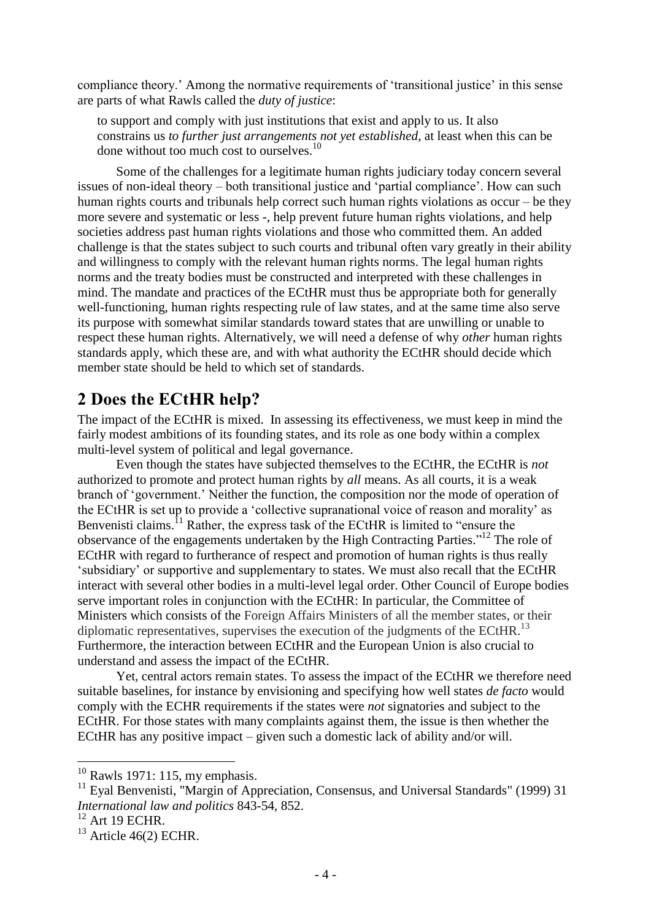compliance theory.' Among the normative requirements of 'transitional justice' in this sense are parts of what Rawls called the *duty of justice*:

> to support and comply with just institutions that exist and apply to us. It also constrains us *to further just arrangements not yet established*, at least when this can be done without too much cost to ourselves.[10]

Some of the challenges for a legitimate human rights judiciary today concern several issues of non-ideal theory – both transitional justice and 'partial compliance'. How can such human rights courts and tribunals help correct such human rights violations as occur – be they more severe and systematic or less -, help prevent future human rights violations, and help societies address past human rights violations and those who committed them. An added challenge is that the states subject to such courts and tribunal often vary greatly in their ability and willingness to comply with the relevant human rights norms. The legal human rights norms and the treaty bodies must be constructed and interpreted with these challenges in mind. The mandate and practices of the ECtHR must thus be appropriate both for generally well-functioning, human rights respecting rule of law states, and at the same time also serve its purpose with somewhat similar standards toward states that are unwilling or unable to respect these human rights. Alternatively, we will need a defense of why *other* human rights standards apply, which these are, and with what authority the ECtHR should decide which member state should be held to which set of standards.

## 2 Does the ECtHR help?

The impact of the ECtHR is mixed. In assessing its effectiveness, we must keep in mind the fairly modest ambitions of its founding states, and its role as one body within a complex multi-level system of political and legal governance.

Even though the states have subjected themselves to the ECtHR, the ECtHR is *not* authorized to promote and protect human rights by *all* means. As all courts, it is a weak branch of 'government.' Neither the function, the composition nor the mode of operation of the ECtHR is set up to provide a 'collective supranational voice of reason and morality' as Benvenisti claims.[11] Rather, the express task of the ECtHR is limited to "ensure the observance of the engagements undertaken by the High Contracting Parties."[12] The role of ECtHR with regard to furtherance of respect and promotion of human rights is thus really 'subsidiary' or supportive and supplementary to states. We must also recall that the ECtHR interact with several other bodies in a multi-level legal order. Other Council of Europe bodies serve important roles in conjunction with the ECtHR: In particular, the Committee of Ministers which consists of the Foreign Affairs Ministers of all the member states, or their diplomatic representatives, supervises the execution of the judgments of the ECtHR.[13] Furthermore, the interaction between ECtHR and the European Union is also crucial to understand and assess the impact of the ECtHR.

Yet, central actors remain states. To assess the impact of the ECtHR we therefore need suitable baselines, for instance by envisioning and specifying how well states *de facto* would comply with the ECHR requirements if the states were *not* signatories and subject to the ECtHR. For those states with many complaints against them, the issue is then whether the ECtHR has any positive impact – given such a domestic lack of ability and/or will.

---

[10] Rawls 1971: 115, my emphasis.

[11] Eyal Benvenisti, "Margin of Appreciation, Consensus, and Universal Standards" (1999) 31 *International law and politics* 843-54, 852.

[12] Art 19 ECHR.

[13] Article 46(2) ECHR.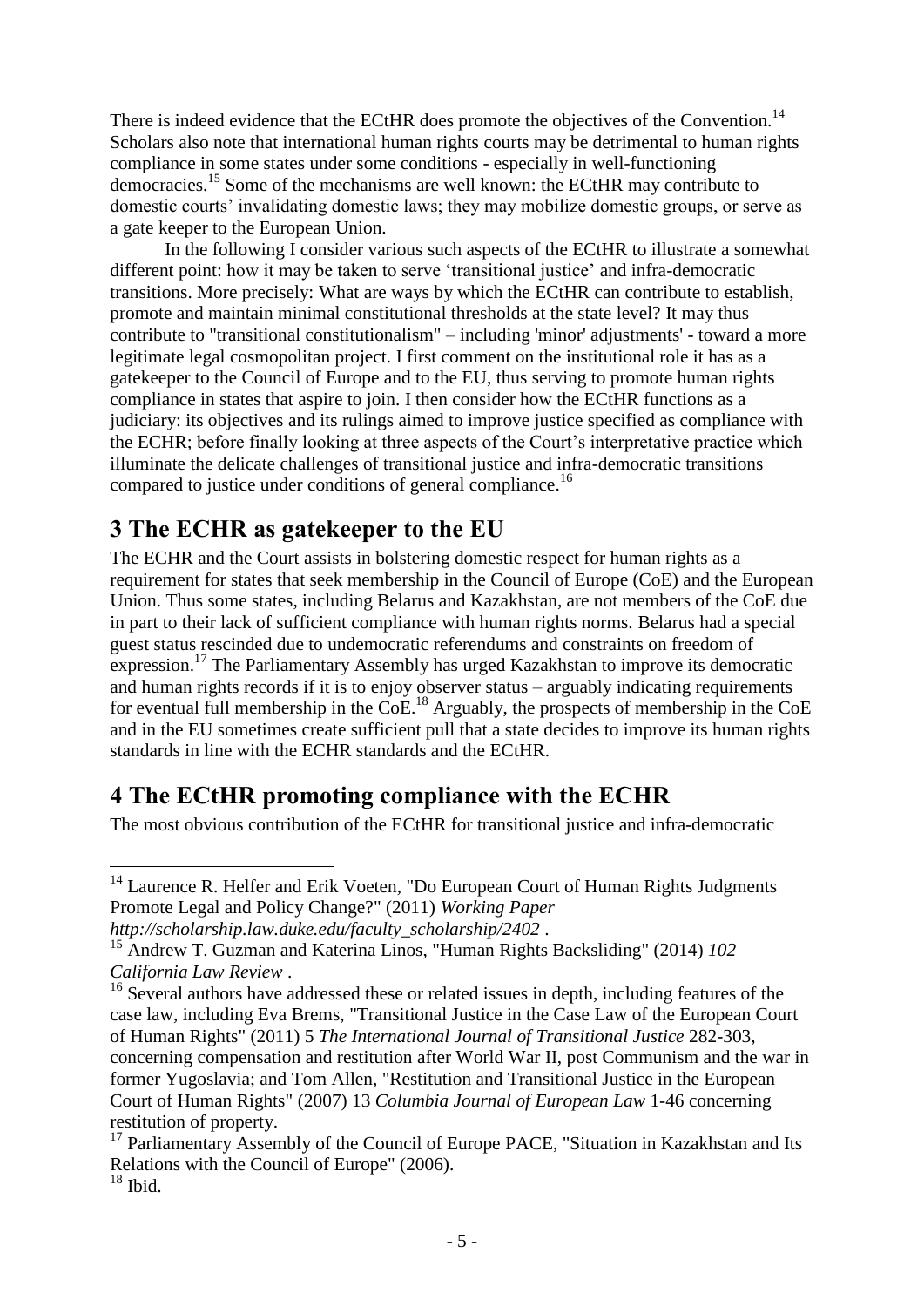There is indeed evidence that the ECtHR does promote the objectives of the Convention.[14] Scholars also note that international human rights courts may be detrimental to human rights compliance in some states under some conditions - especially in well-functioning democracies.[15] Some of the mechanisms are well known: the ECtHR may contribute to domestic courts' invalidating domestic laws; they may mobilize domestic groups, or serve as a gate keeper to the European Union.

In the following I consider various such aspects of the ECtHR to illustrate a somewhat different point: how it may be taken to serve 'transitional justice' and infra-democratic transitions. More precisely: What are ways by which the ECtHR can contribute to establish, promote and maintain minimal constitutional thresholds at the state level? It may thus contribute to "transitional constitutionalism" – including 'minor' adjustments' - toward a more legitimate legal cosmopolitan project. I first comment on the institutional role it has as a gatekeeper to the Council of Europe and to the EU, thus serving to promote human rights compliance in states that aspire to join. I then consider how the ECtHR functions as a judiciary: its objectives and its rulings aimed to improve justice specified as compliance with the ECHR; before finally looking at three aspects of the Court's interpretative practice which illuminate the delicate challenges of transitional justice and infra-democratic transitions compared to justice under conditions of general compliance.[16]

## 3 The ECHR as gatekeeper to the EU

The ECHR and the Court assists in bolstering domestic respect for human rights as a requirement for states that seek membership in the Council of Europe (CoE) and the European Union. Thus some states, including Belarus and Kazakhstan, are not members of the CoE due in part to their lack of sufficient compliance with human rights norms. Belarus had a special guest status rescinded due to undemocratic referendums and constraints on freedom of expression.[17] The Parliamentary Assembly has urged Kazakhstan to improve its democratic and human rights records if it is to enjoy observer status – arguably indicating requirements for eventual full membership in the CoE.[18] Arguably, the prospects of membership in the CoE and in the EU sometimes create sufficient pull that a state decides to improve its human rights standards in line with the ECHR standards and the ECtHR.

## 4 The ECtHR promoting compliance with the ECHR

The most obvious contribution of the ECtHR for transitional justice and infra-democratic

---

[14] Laurence R. Helfer and Erik Voeten, "Do European Court of Human Rights Judgments Promote Legal and Policy Change?" (2011) *Working Paper http://scholarship.law.duke.edu/faculty_scholarship/2402* .

[15] Andrew T. Guzman and Katerina Linos, "Human Rights Backsliding" (2014) *102 California Law Review* .

[16] Several authors have addressed these or related issues in depth, including features of the case law, including Eva Brems, "Transitional Justice in the Case Law of the European Court of Human Rights" (2011) 5 *The International Journal of Transitional Justice* 282-303, concerning compensation and restitution after World War II, post Communism and the war in former Yugoslavia; and Tom Allen, "Restitution and Transitional Justice in the European Court of Human Rights" (2007) 13 *Columbia Journal of European Law* 1-46 concerning restitution of property.

[17] Parliamentary Assembly of the Council of Europe PACE, "Situation in Kazakhstan and Its Relations with the Council of Europe" (2006).

[18] Ibid.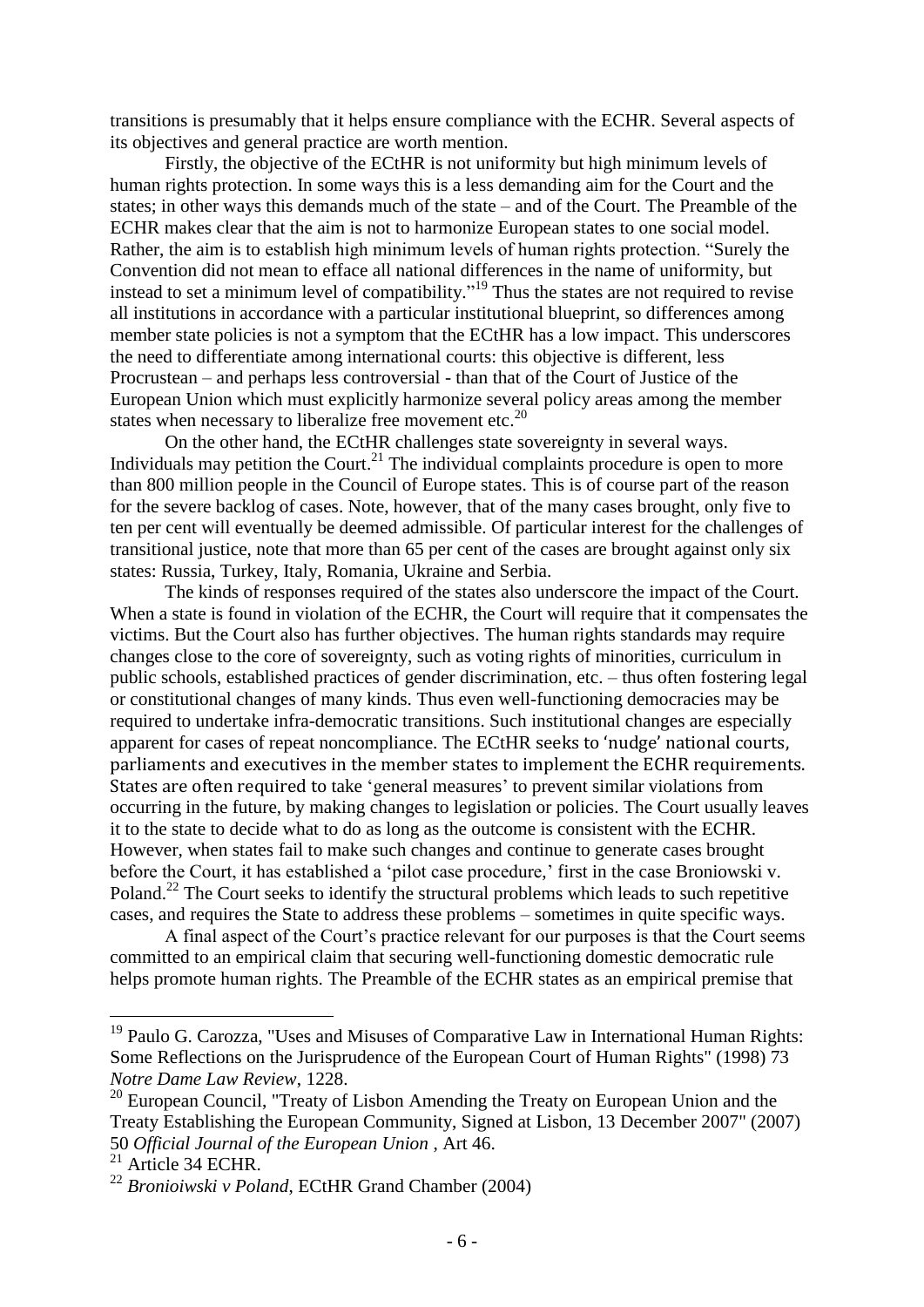transitions is presumably that it helps ensure compliance with the ECHR. Several aspects of its objectives and general practice are worth mention.

Firstly, the objective of the ECtHR is not uniformity but high minimum levels of human rights protection. In some ways this is a less demanding aim for the Court and the states; in other ways this demands much of the state – and of the Court. The Preamble of the ECHR makes clear that the aim is not to harmonize European states to one social model. Rather, the aim is to establish high minimum levels of human rights protection. "Surely the Convention did not mean to efface all national differences in the name of uniformity, but instead to set a minimum level of compatibility."[19] Thus the states are not required to revise all institutions in accordance with a particular institutional blueprint, so differences among member state policies is not a symptom that the ECtHR has a low impact. This underscores the need to differentiate among international courts: this objective is different, less Procrustean – and perhaps less controversial - than that of the Court of Justice of the European Union which must explicitly harmonize several policy areas among the member states when necessary to liberalize free movement etc.[20]

On the other hand, the ECtHR challenges state sovereignty in several ways. Individuals may petition the Court.[21] The individual complaints procedure is open to more than 800 million people in the Council of Europe states. This is of course part of the reason for the severe backlog of cases. Note, however, that of the many cases brought, only five to ten per cent will eventually be deemed admissible. Of particular interest for the challenges of transitional justice, note that more than 65 per cent of the cases are brought against only six states: Russia, Turkey, Italy, Romania, Ukraine and Serbia.

The kinds of responses required of the states also underscore the impact of the Court. When a state is found in violation of the ECHR, the Court will require that it compensates the victims. But the Court also has further objectives. The human rights standards may require changes close to the core of sovereignty, such as voting rights of minorities, curriculum in public schools, established practices of gender discrimination, etc. – thus often fostering legal or constitutional changes of many kinds. Thus even well-functioning democracies may be required to undertake infra-democratic transitions. Such institutional changes are especially apparent for cases of repeat noncompliance. The ECtHR seeks to 'nudge' national courts, parliaments and executives in the member states to implement the ECHR requirements. States are often required to take 'general measures' to prevent similar violations from occurring in the future, by making changes to legislation or policies. The Court usually leaves it to the state to decide what to do as long as the outcome is consistent with the ECHR. However, when states fail to make such changes and continue to generate cases brought before the Court, it has established a 'pilot case procedure,' first in the case Broniowski v. Poland.[22] The Court seeks to identify the structural problems which leads to such repetitive cases, and requires the State to address these problems – sometimes in quite specific ways.

A final aspect of the Court's practice relevant for our purposes is that the Court seems committed to an empirical claim that securing well-functioning domestic democratic rule helps promote human rights. The Preamble of the ECHR states as an empirical premise that

---

[19] Paulo G. Carozza, "Uses and Misuses of Comparative Law in International Human Rights: Some Reflections on the Jurisprudence of the European Court of Human Rights" (1998) 73 *Notre Dame Law Review*, 1228.

[20] European Council, "Treaty of Lisbon Amending the Treaty on European Union and the Treaty Establishing the European Community, Signed at Lisbon, 13 December 2007" (2007) 50 *Official Journal of the European Union* , Art 46.

[21] Article 34 ECHR.

[22] *Bronioiwski v Poland*, ECtHR Grand Chamber (2004)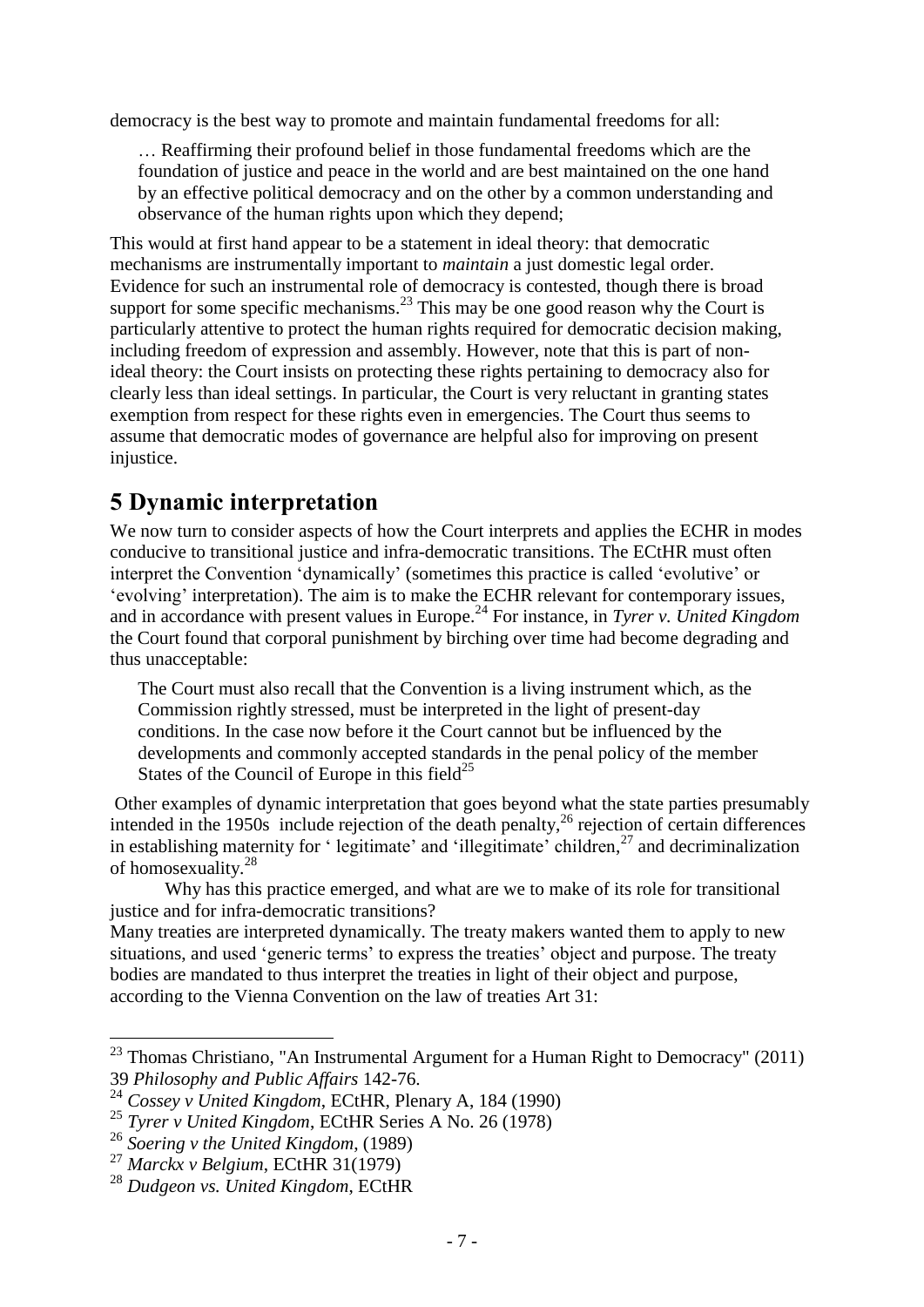democracy is the best way to promote and maintain fundamental freedoms for all:

> … Reaffirming their profound belief in those fundamental freedoms which are the foundation of justice and peace in the world and are best maintained on the one hand by an effective political democracy and on the other by a common understanding and observance of the human rights upon which they depend;

This would at first hand appear to be a statement in ideal theory: that democratic mechanisms are instrumentally important to *maintain* a just domestic legal order. Evidence for such an instrumental role of democracy is contested, though there is broad support for some specific mechanisms.[23] This may be one good reason why the Court is particularly attentive to protect the human rights required for democratic decision making, including freedom of expression and assembly. However, note that this is part of non-ideal theory: the Court insists on protecting these rights pertaining to democracy also for clearly less than ideal settings. In particular, the Court is very reluctant in granting states exemption from respect for these rights even in emergencies. The Court thus seems to assume that democratic modes of governance are helpful also for improving on present injustice.

## 5 Dynamic interpretation

We now turn to consider aspects of how the Court interprets and applies the ECHR in modes conducive to transitional justice and infra-democratic transitions. The ECtHR must often interpret the Convention 'dynamically' (sometimes this practice is called 'evolutive' or 'evolving' interpretation). The aim is to make the ECHR relevant for contemporary issues, and in accordance with present values in Europe.[24] For instance, in *Tyrer v. United Kingdom* the Court found that corporal punishment by birching over time had become degrading and thus unacceptable:

> The Court must also recall that the Convention is a living instrument which, as the Commission rightly stressed, must be interpreted in the light of present-day conditions. In the case now before it the Court cannot but be influenced by the developments and commonly accepted standards in the penal policy of the member States of the Council of Europe in this field[25]

Other examples of dynamic interpretation that goes beyond what the state parties presumably intended in the 1950s include rejection of the death penalty,[26] rejection of certain differences in establishing maternity for ' legitimate' and 'illegitimate' children,[27] and decriminalization of homosexuality.[28]

Why has this practice emerged, and what are we to make of its role for transitional justice and for infra-democratic transitions?

Many treaties are interpreted dynamically. The treaty makers wanted them to apply to new situations, and used 'generic terms' to express the treaties' object and purpose. The treaty bodies are mandated to thus interpret the treaties in light of their object and purpose, according to the Vienna Convention on the law of treaties Art 31:

---

[23] Thomas Christiano, "An Instrumental Argument for a Human Right to Democracy" (2011) 39 *Philosophy and Public Affairs* 142-76.

[24] *Cossey v United Kingdom*, ECtHR, Plenary A, 184 (1990)

[25] *Tyrer v United Kingdom*, ECtHR Series A No. 26 (1978)

[26] *Soering v the United Kingdom*, (1989)

[27] *Marckx v Belgium*, ECtHR 31(1979)

[28] *Dudgeon vs. United Kingdom*, ECtHR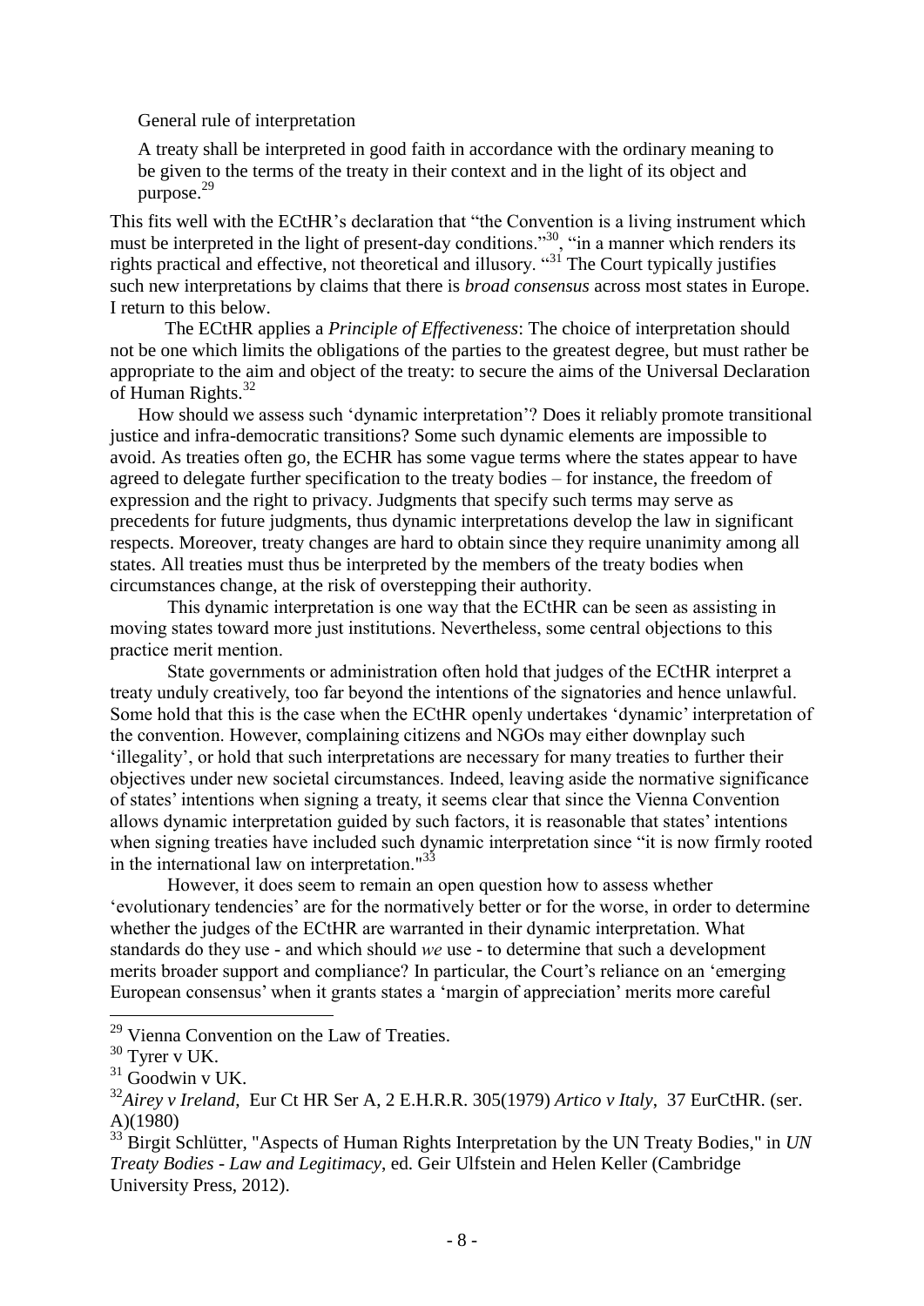General rule of interpretation

> A treaty shall be interpreted in good faith in accordance with the ordinary meaning to be given to the terms of the treaty in their context and in the light of its object and purpose.[29]

This fits well with the ECtHR's declaration that "the Convention is a living instrument which must be interpreted in the light of present-day conditions."[30], "in a manner which renders its rights practical and effective, not theoretical and illusory. "[31] The Court typically justifies such new interpretations by claims that there is *broad consensus* across most states in Europe. I return to this below.

The ECtHR applies a *Principle of Effectiveness*: The choice of interpretation should not be one which limits the obligations of the parties to the greatest degree, but must rather be appropriate to the aim and object of the treaty: to secure the aims of the Universal Declaration of Human Rights.[32]

How should we assess such 'dynamic interpretation'? Does it reliably promote transitional justice and infra-democratic transitions? Some such dynamic elements are impossible to avoid. As treaties often go, the ECHR has some vague terms where the states appear to have agreed to delegate further specification to the treaty bodies – for instance, the freedom of expression and the right to privacy. Judgments that specify such terms may serve as precedents for future judgments, thus dynamic interpretations develop the law in significant respects. Moreover, treaty changes are hard to obtain since they require unanimity among all states. All treaties must thus be interpreted by the members of the treaty bodies when circumstances change, at the risk of overstepping their authority.

This dynamic interpretation is one way that the ECtHR can be seen as assisting in moving states toward more just institutions. Nevertheless, some central objections to this practice merit mention.

State governments or administration often hold that judges of the ECtHR interpret a treaty unduly creatively, too far beyond the intentions of the signatories and hence unlawful. Some hold that this is the case when the ECtHR openly undertakes 'dynamic' interpretation of the convention. However, complaining citizens and NGOs may either downplay such 'illegality', or hold that such interpretations are necessary for many treaties to further their objectives under new societal circumstances. Indeed, leaving aside the normative significance of states' intentions when signing a treaty, it seems clear that since the Vienna Convention allows dynamic interpretation guided by such factors, it is reasonable that states' intentions when signing treaties have included such dynamic interpretation since "it is now firmly rooted in the international law on interpretation."[33]

However, it does seem to remain an open question how to assess whether 'evolutionary tendencies' are for the normatively better or for the worse, in order to determine whether the judges of the ECtHR are warranted in their dynamic interpretation. What standards do they use - and which should *we* use - to determine that such a development merits broader support and compliance? In particular, the Court's reliance on an 'emerging European consensus' when it grants states a 'margin of appreciation' merits more careful

---

[29] Vienna Convention on the Law of Treaties.

[30] Tyrer v UK.

[31] Goodwin v UK.

[32] *Airey v Ireland*, Eur Ct HR Ser A, 2 E.H.R.R. 305(1979) *Artico v Italy*, 37 EurCtHR. (ser. A)(1980)

[33] Birgit Schlütter, "Aspects of Human Rights Interpretation by the UN Treaty Bodies," in *UN Treaty Bodies - Law and Legitimacy*, ed. Geir Ulfstein and Helen Keller (Cambridge University Press, 2012).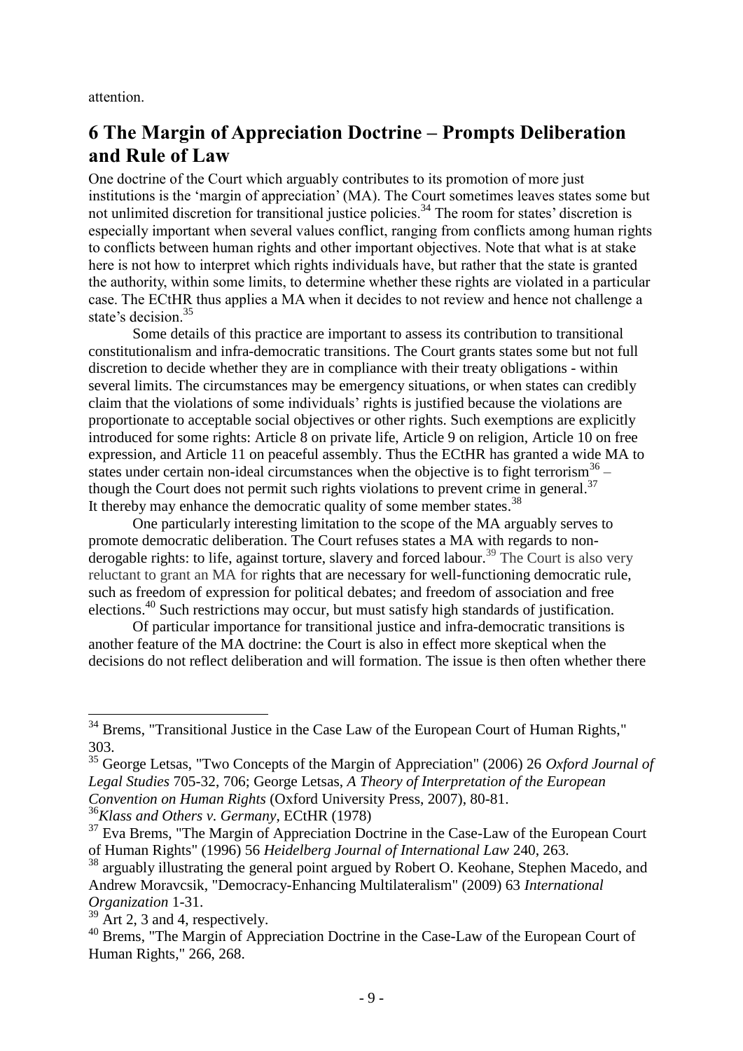attention.

## 6 The Margin of Appreciation Doctrine – Prompts Deliberation and Rule of Law

One doctrine of the Court which arguably contributes to its promotion of more just institutions is the 'margin of appreciation' (MA). The Court sometimes leaves states some but not unlimited discretion for transitional justice policies.[34] The room for states' discretion is especially important when several values conflict, ranging from conflicts among human rights to conflicts between human rights and other important objectives. Note that what is at stake here is not how to interpret which rights individuals have, but rather that the state is granted the authority, within some limits, to determine whether these rights are violated in a particular case. The ECtHR thus applies a MA when it decides to not review and hence not challenge a state's decision.[35]

Some details of this practice are important to assess its contribution to transitional constitutionalism and infra-democratic transitions. The Court grants states some but not full discretion to decide whether they are in compliance with their treaty obligations - within several limits. The circumstances may be emergency situations, or when states can credibly claim that the violations of some individuals' rights is justified because the violations are proportionate to acceptable social objectives or other rights. Such exemptions are explicitly introduced for some rights: Article 8 on private life, Article 9 on religion, Article 10 on free expression, and Article 11 on peaceful assembly. Thus the ECtHR has granted a wide MA to states under certain non-ideal circumstances when the objective is to fight terrorism[36] – though the Court does not permit such rights violations to prevent crime in general.[37] It thereby may enhance the democratic quality of some member states.[38]

One particularly interesting limitation to the scope of the MA arguably serves to promote democratic deliberation. The Court refuses states a MA with regards to non-derogable rights: to life, against torture, slavery and forced labour.[39] The Court is also very reluctant to grant an MA for rights that are necessary for well-functioning democratic rule, such as freedom of expression for political debates; and freedom of association and free elections.[40] Such restrictions may occur, but must satisfy high standards of justification.

Of particular importance for transitional justice and infra-democratic transitions is another feature of the MA doctrine: the Court is also in effect more skeptical when the decisions do not reflect deliberation and will formation. The issue is then often whether there

---

[34] Brems, "Transitional Justice in the Case Law of the European Court of Human Rights," 303.

[35] George Letsas, "Two Concepts of the Margin of Appreciation" (2006) 26 *Oxford Journal of Legal Studies* 705-32, 706; George Letsas, *A Theory of Interpretation of the European Convention on Human Rights* (Oxford University Press, 2007), 80-81.

[36] *Klass and Others v. Germany*, ECtHR (1978)

[37] Eva Brems, "The Margin of Appreciation Doctrine in the Case-Law of the European Court of Human Rights" (1996) 56 *Heidelberg Journal of International Law* 240, 263.

[38] arguably illustrating the general point argued by Robert O. Keohane, Stephen Macedo, and Andrew Moravcsik, "Democracy-Enhancing Multilateralism" (2009) 63 *International Organization* 1-31.

[39] Art 2, 3 and 4, respectively.

[40] Brems, "The Margin of Appreciation Doctrine in the Case-Law of the European Court of Human Rights," 266, 268.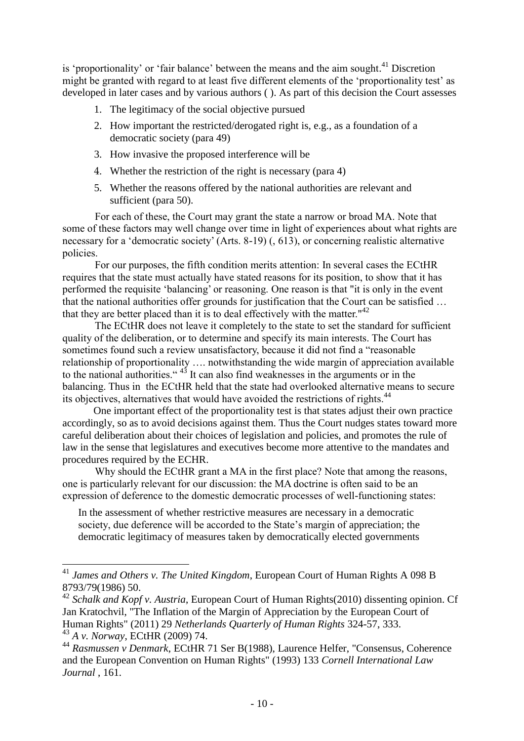is 'proportionality' or 'fair balance' between the means and the aim sought.[41] Discretion might be granted with regard to at least five different elements of the 'proportionality test' as developed in later cases and by various authors ( ). As part of this decision the Court assesses

1. The legitimacy of the social objective pursued
2. How important the restricted/derogated right is, e.g., as a foundation of a democratic society (para 49)
3. How invasive the proposed interference will be
4. Whether the restriction of the right is necessary (para 4)
5. Whether the reasons offered by the national authorities are relevant and sufficient (para 50).

For each of these, the Court may grant the state a narrow or broad MA. Note that some of these factors may well change over time in light of experiences about what rights are necessary for a 'democratic society' (Arts. 8-19) (, 613), or concerning realistic alternative policies.

For our purposes, the fifth condition merits attention: In several cases the ECtHR requires that the state must actually have stated reasons for its position, to show that it has performed the requisite 'balancing' or reasoning. One reason is that "it is only in the event that the national authorities offer grounds for justification that the Court can be satisfied … that they are better placed than it is to deal effectively with the matter."[42]

The ECtHR does not leave it completely to the state to set the standard for sufficient quality of the deliberation, or to determine and specify its main interests. The Court has sometimes found such a review unsatisfactory, because it did not find a "reasonable relationship of proportionality …. notwithstanding the wide margin of appreciation available to the national authorities."[43] It can also find weaknesses in the arguments or in the balancing. Thus in the ECtHR held that the state had overlooked alternative means to secure its objectives, alternatives that would have avoided the restrictions of rights.[44]

One important effect of the proportionality test is that states adjust their own practice accordingly, so as to avoid decisions against them. Thus the Court nudges states toward more careful deliberation about their choices of legislation and policies, and promotes the rule of law in the sense that legislatures and executives become more attentive to the mandates and procedures required by the ECHR.

Why should the ECtHR grant a MA in the first place? Note that among the reasons, one is particularly relevant for our discussion: the MA doctrine is often said to be an expression of deference to the domestic democratic processes of well-functioning states:

> In the assessment of whether restrictive measures are necessary in a democratic society, due deference will be accorded to the State's margin of appreciation; the democratic legitimacy of measures taken by democratically elected governments

---

[41] *James and Others v. The United Kingdom*, European Court of Human Rights A 098 B 8793/79(1986) 50.

[42] *Schalk and Kopf v. Austria*, European Court of Human Rights(2010) dissenting opinion. Cf Jan Kratochvil, "The Inflation of the Margin of Appreciation by the European Court of Human Rights" (2011) 29 *Netherlands Quarterly of Human Rights* 324-57, 333.

[43] *A v. Norway*, ECtHR (2009) 74.

[44] *Rasmussen v Denmark*, ECtHR 71 Ser B(1988), Laurence Helfer, "Consensus, Coherence and the European Convention on Human Rights" (1993) 133 *Cornell International Law Journal* , 161.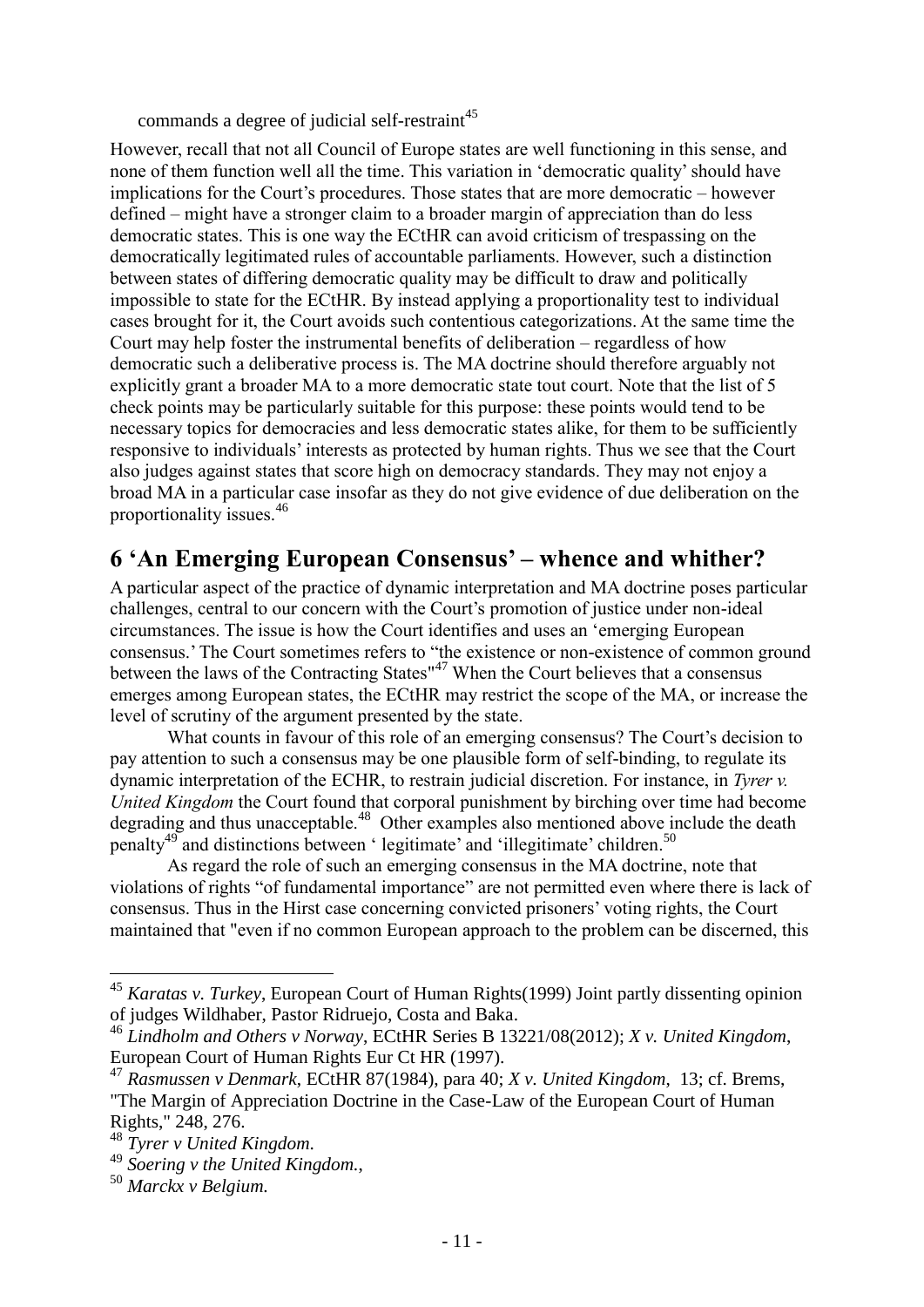commands a degree of judicial self-restraint[45]

However, recall that not all Council of Europe states are well functioning in this sense, and none of them function well all the time. This variation in 'democratic quality' should have implications for the Court's procedures. Those states that are more democratic – however defined – might have a stronger claim to a broader margin of appreciation than do less democratic states. This is one way the ECtHR can avoid criticism of trespassing on the democratically legitimated rules of accountable parliaments. However, such a distinction between states of differing democratic quality may be difficult to draw and politically impossible to state for the ECtHR. By instead applying a proportionality test to individual cases brought for it, the Court avoids such contentious categorizations. At the same time the Court may help foster the instrumental benefits of deliberation – regardless of how democratic such a deliberative process is. The MA doctrine should therefore arguably not explicitly grant a broader MA to a more democratic state tout court. Note that the list of 5 check points may be particularly suitable for this purpose: these points would tend to be necessary topics for democracies and less democratic states alike, for them to be sufficiently responsive to individuals' interests as protected by human rights. Thus we see that the Court also judges against states that score high on democracy standards. They may not enjoy a broad MA in a particular case insofar as they do not give evidence of due deliberation on the proportionality issues.[46]

## 6 'An Emerging European Consensus' – whence and whither?

A particular aspect of the practice of dynamic interpretation and MA doctrine poses particular challenges, central to our concern with the Court's promotion of justice under non-ideal circumstances. The issue is how the Court identifies and uses an 'emerging European consensus.' The Court sometimes refers to "the existence or non-existence of common ground between the laws of the Contracting States"[47] When the Court believes that a consensus emerges among European states, the ECtHR may restrict the scope of the MA, or increase the level of scrutiny of the argument presented by the state.

What counts in favour of this role of an emerging consensus? The Court's decision to pay attention to such a consensus may be one plausible form of self-binding, to regulate its dynamic interpretation of the ECHR, to restrain judicial discretion. For instance, in *Tyrer v. United Kingdom* the Court found that corporal punishment by birching over time had become degrading and thus unacceptable.[48] Other examples also mentioned above include the death penalty[49] and distinctions between ' legitimate' and 'illegitimate' children.[50]

As regard the role of such an emerging consensus in the MA doctrine, note that violations of rights "of fundamental importance" are not permitted even where there is lack of consensus. Thus in the Hirst case concerning convicted prisoners' voting rights, the Court maintained that "even if no common European approach to the problem can be discerned, this

---

[45] *Karatas v. Turkey*, European Court of Human Rights(1999) Joint partly dissenting opinion of judges Wildhaber, Pastor Ridruejo, Costa and Baka.

[46] *Lindholm and Others v Norway*, ECtHR Series B 13221/08(2012); *X v. United Kingdom*, European Court of Human Rights Eur Ct HR (1997).

[47] *Rasmussen v Denmark*, ECtHR 87(1984), para 40; *X v. United Kingdom*, 13; cf. Brems, "The Margin of Appreciation Doctrine in the Case-Law of the European Court of Human Rights," 248, 276.

[48] *Tyrer v United Kingdom*.

[49] *Soering v the United Kingdom.*,

[50] *Marckx v Belgium*.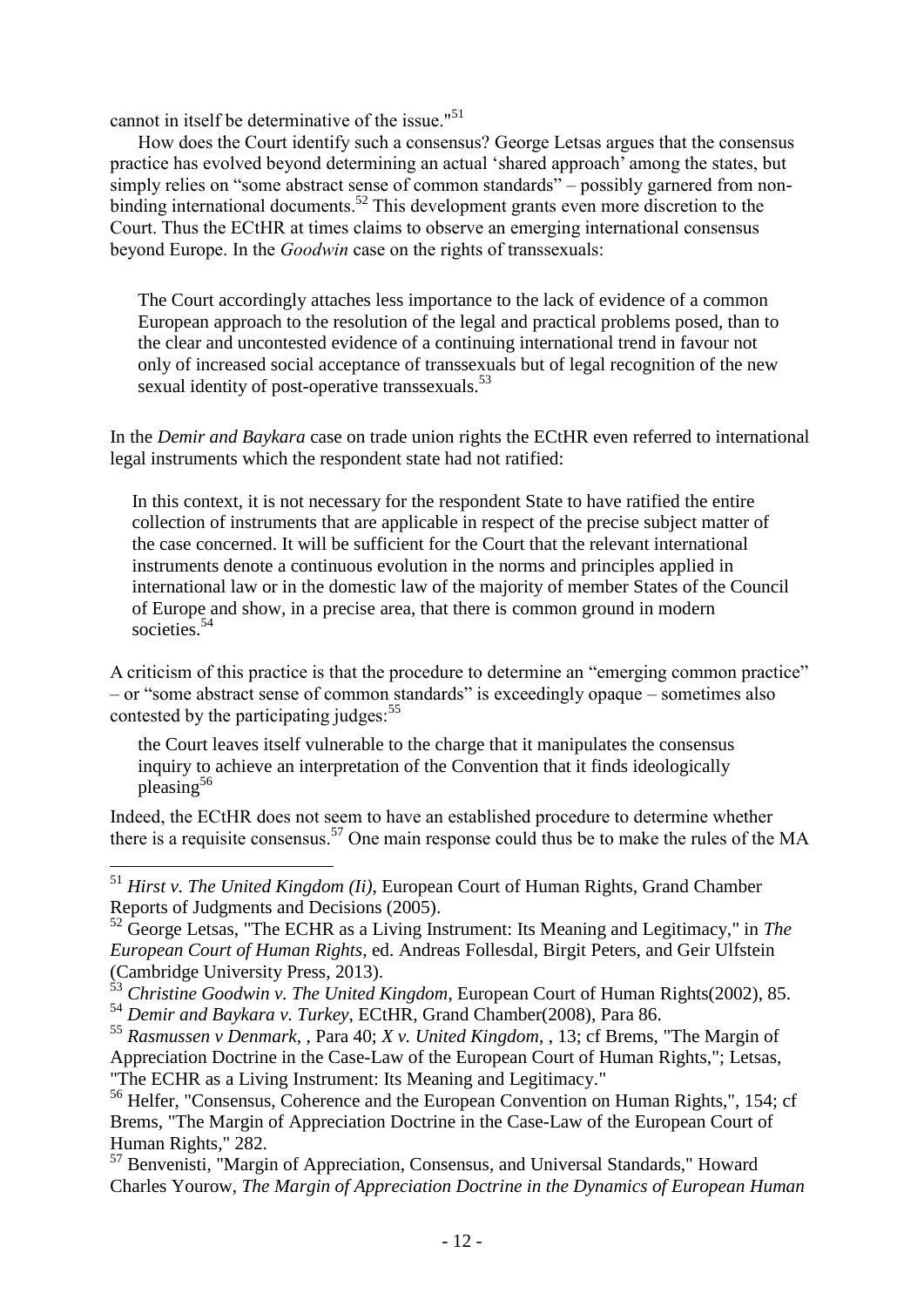cannot in itself be determinative of the issue."[51]

How does the Court identify such a consensus? George Letsas argues that the consensus practice has evolved beyond determining an actual 'shared approach' among the states, but simply relies on "some abstract sense of common standards" – possibly garnered from non-binding international documents.[52] This development grants even more discretion to the Court. Thus the ECtHR at times claims to observe an emerging international consensus beyond Europe. In the *Goodwin* case on the rights of transsexuals:

> The Court accordingly attaches less importance to the lack of evidence of a common European approach to the resolution of the legal and practical problems posed, than to the clear and uncontested evidence of a continuing international trend in favour not only of increased social acceptance of transsexuals but of legal recognition of the new sexual identity of post-operative transsexuals.[53]

In the *Demir and Baykara* case on trade union rights the ECtHR even referred to international legal instruments which the respondent state had not ratified:

> In this context, it is not necessary for the respondent State to have ratified the entire collection of instruments that are applicable in respect of the precise subject matter of the case concerned. It will be sufficient for the Court that the relevant international instruments denote a continuous evolution in the norms and principles applied in international law or in the domestic law of the majority of member States of the Council of Europe and show, in a precise area, that there is common ground in modern societies.[54]

A criticism of this practice is that the procedure to determine an "emerging common practice" – or "some abstract sense of common standards" is exceedingly opaque – sometimes also contested by the participating judges:[55]

> the Court leaves itself vulnerable to the charge that it manipulates the consensus inquiry to achieve an interpretation of the Convention that it finds ideologically pleasing[56]

Indeed, the ECtHR does not seem to have an established procedure to determine whether there is a requisite consensus.[57] One main response could thus be to make the rules of the MA

---

[51] *Hirst v. The United Kingdom (Ii)*, European Court of Human Rights, Grand Chamber Reports of Judgments and Decisions (2005).

[52] George Letsas, "The ECHR as a Living Instrument: Its Meaning and Legitimacy," in *The European Court of Human Rights*, ed. Andreas Follesdal, Birgit Peters, and Geir Ulfstein (Cambridge University Press, 2013).

[53] *Christine Goodwin v. The United Kingdom*, European Court of Human Rights(2002), 85.

[54] *Demir and Baykara v. Turkey*, ECtHR, Grand Chamber(2008), Para 86.

[55] *Rasmussen v Denmark*, , Para 40; *X v. United Kingdom*, , 13; cf Brems, "The Margin of Appreciation Doctrine in the Case-Law of the European Court of Human Rights,"; Letsas, "The ECHR as a Living Instrument: Its Meaning and Legitimacy."

[56] Helfer, "Consensus, Coherence and the European Convention on Human Rights,", 154; cf Brems, "The Margin of Appreciation Doctrine in the Case-Law of the European Court of Human Rights," 282.

[57] Benvenisti, "Margin of Appreciation, Consensus, and Universal Standards," Howard Charles Yourow, *The Margin of Appreciation Doctrine in the Dynamics of European Human*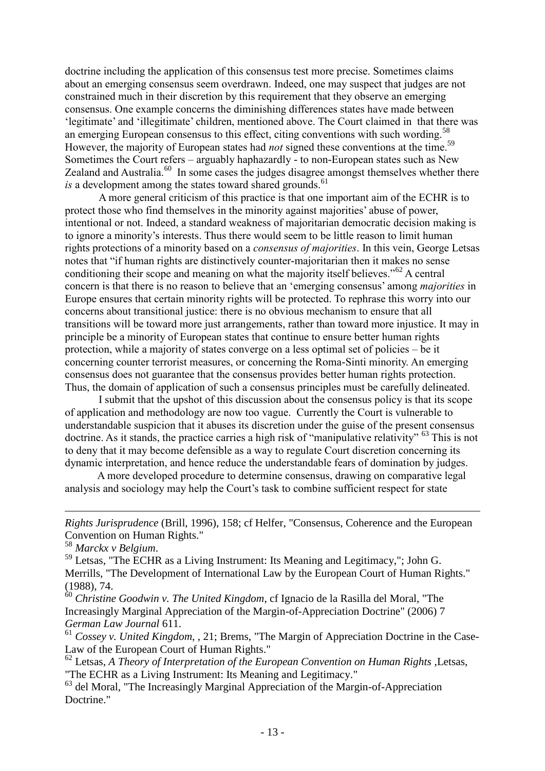doctrine including the application of this consensus test more precise. Sometimes claims about an emerging consensus seem overdrawn. Indeed, one may suspect that judges are not constrained much in their discretion by this requirement that they observe an emerging consensus. One example concerns the diminishing differences states have made between 'legitimate' and 'illegitimate' children, mentioned above. The Court claimed in that there was an emerging European consensus to this effect, citing conventions with such wording.[58] However, the majority of European states had *not* signed these conventions at the time.[59] Sometimes the Court refers – arguably haphazardly - to non-European states such as New Zealand and Australia.[60] In some cases the judges disagree amongst themselves whether there *is* a development among the states toward shared grounds.[61]

A more general criticism of this practice is that one important aim of the ECHR is to protect those who find themselves in the minority against majorities' abuse of power, intentional or not. Indeed, a standard weakness of majoritarian democratic decision making is to ignore a minority's interests. Thus there would seem to be little reason to limit human rights protections of a minority based on a *consensus of majorities*. In this vein, George Letsas notes that "if human rights are distinctively counter-majoritarian then it makes no sense conditioning their scope and meaning on what the majority itself believes."[62] A central concern is that there is no reason to believe that an 'emerging consensus' among *majorities* in Europe ensures that certain minority rights will be protected. To rephrase this worry into our concerns about transitional justice: there is no obvious mechanism to ensure that all transitions will be toward more just arrangements, rather than toward more injustice. It may in principle be a minority of European states that continue to ensure better human rights protection, while a majority of states converge on a less optimal set of policies – be it concerning counter terrorist measures, or concerning the Roma-Sinti minority. An emerging consensus does not guarantee that the consensus provides better human rights protection. Thus, the domain of application of such a consensus principles must be carefully delineated.

I submit that the upshot of this discussion about the consensus policy is that its scope of application and methodology are now too vague. Currently the Court is vulnerable to understandable suspicion that it abuses its discretion under the guise of the present consensus doctrine. As it stands, the practice carries a high risk of "manipulative relativity" [63] This is not to deny that it may become defensible as a way to regulate Court discretion concerning its dynamic interpretation, and hence reduce the understandable fears of domination by judges.

A more developed procedure to determine consensus, drawing on comparative legal analysis and sociology may help the Court's task to combine sufficient respect for state

---

*Rights Jurisprudence* (Brill, 1996), 158; cf Helfer, "Consensus, Coherence and the European Convention on Human Rights."

[58] *Marckx v Belgium*.

[59] Letsas, "The ECHR as a Living Instrument: Its Meaning and Legitimacy,"; John G. Merrills, "The Development of International Law by the European Court of Human Rights." (1988), 74.

[60] *Christine Goodwin v. The United Kingdom*, cf Ignacio de la Rasilla del Moral, "The Increasingly Marginal Appreciation of the Margin-of-Appreciation Doctrine" (2006) 7 *German Law Journal* 611.

[61] *Cossey v. United Kingdom*, , 21; Brems, "The Margin of Appreciation Doctrine in the Case-Law of the European Court of Human Rights."

[62] Letsas, *A Theory of Interpretation of the European Convention on Human Rights* ,Letsas, "The ECHR as a Living Instrument: Its Meaning and Legitimacy."

[63] del Moral, "The Increasingly Marginal Appreciation of the Margin-of-Appreciation Doctrine."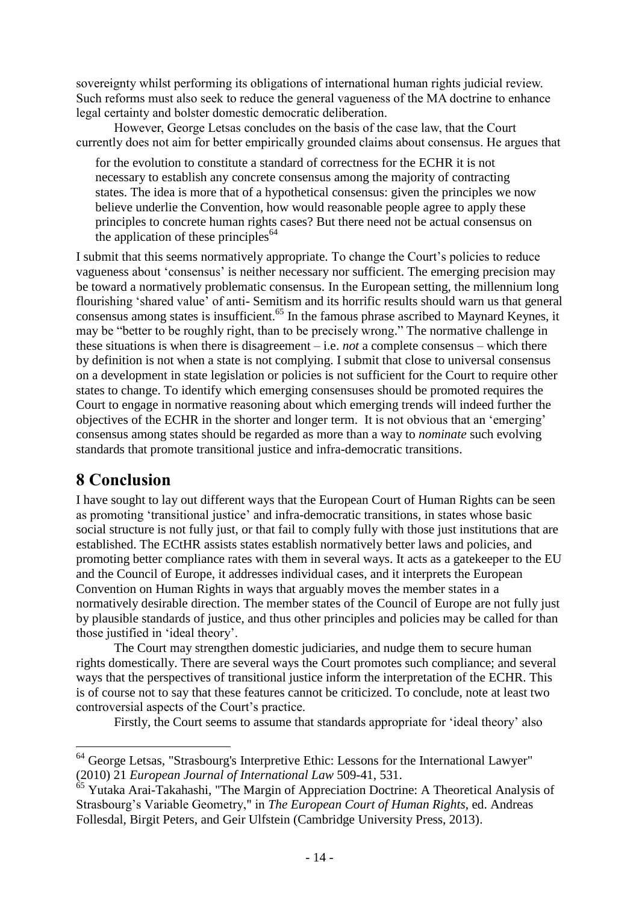sovereignty whilst performing its obligations of international human rights judicial review. Such reforms must also seek to reduce the general vagueness of the MA doctrine to enhance legal certainty and bolster domestic democratic deliberation.

However, George Letsas concludes on the basis of the case law, that the Court currently does not aim for better empirically grounded claims about consensus. He argues that

> for the evolution to constitute a standard of correctness for the ECHR it is not necessary to establish any concrete consensus among the majority of contracting states. The idea is more that of a hypothetical consensus: given the principles we now believe underlie the Convention, how would reasonable people agree to apply these principles to concrete human rights cases? But there need not be actual consensus on the application of these principles[64]

I submit that this seems normatively appropriate. To change the Court's policies to reduce vagueness about 'consensus' is neither necessary nor sufficient. The emerging precision may be toward a normatively problematic consensus. In the European setting, the millennium long flourishing 'shared value' of anti- Semitism and its horrific results should warn us that general consensus among states is insufficient.[65] In the famous phrase ascribed to Maynard Keynes, it may be "better to be roughly right, than to be precisely wrong." The normative challenge in these situations is when there is disagreement – i.e. *not* a complete consensus – which there by definition is not when a state is not complying. I submit that close to universal consensus on a development in state legislation or policies is not sufficient for the Court to require other states to change. To identify which emerging consensuses should be promoted requires the Court to engage in normative reasoning about which emerging trends will indeed further the objectives of the ECHR in the shorter and longer term. It is not obvious that an 'emerging' consensus among states should be regarded as more than a way to *nominate* such evolving standards that promote transitional justice and infra-democratic transitions.

# 8 Conclusion

I have sought to lay out different ways that the European Court of Human Rights can be seen as promoting 'transitional justice' and infra-democratic transitions, in states whose basic social structure is not fully just, or that fail to comply fully with those just institutions that are established. The ECtHR assists states establish normatively better laws and policies, and promoting better compliance rates with them in several ways. It acts as a gatekeeper to the EU and the Council of Europe, it addresses individual cases, and it interprets the European Convention on Human Rights in ways that arguably moves the member states in a normatively desirable direction. The member states of the Council of Europe are not fully just by plausible standards of justice, and thus other principles and policies may be called for than those justified in 'ideal theory'.

The Court may strengthen domestic judiciaries, and nudge them to secure human rights domestically. There are several ways the Court promotes such compliance; and several ways that the perspectives of transitional justice inform the interpretation of the ECHR. This is of course not to say that these features cannot be criticized. To conclude, note at least two controversial aspects of the Court's practice.

Firstly, the Court seems to assume that standards appropriate for 'ideal theory' also

---

[64] George Letsas, "Strasbourg's Interpretive Ethic: Lessons for the International Lawyer" (2010) 21 *European Journal of International Law* 509-41, 531.

[65] Yutaka Arai-Takahashi, "The Margin of Appreciation Doctrine: A Theoretical Analysis of Strasbourg's Variable Geometry," in *The European Court of Human Rights*, ed. Andreas Follesdal, Birgit Peters, and Geir Ulfstein (Cambridge University Press, 2013).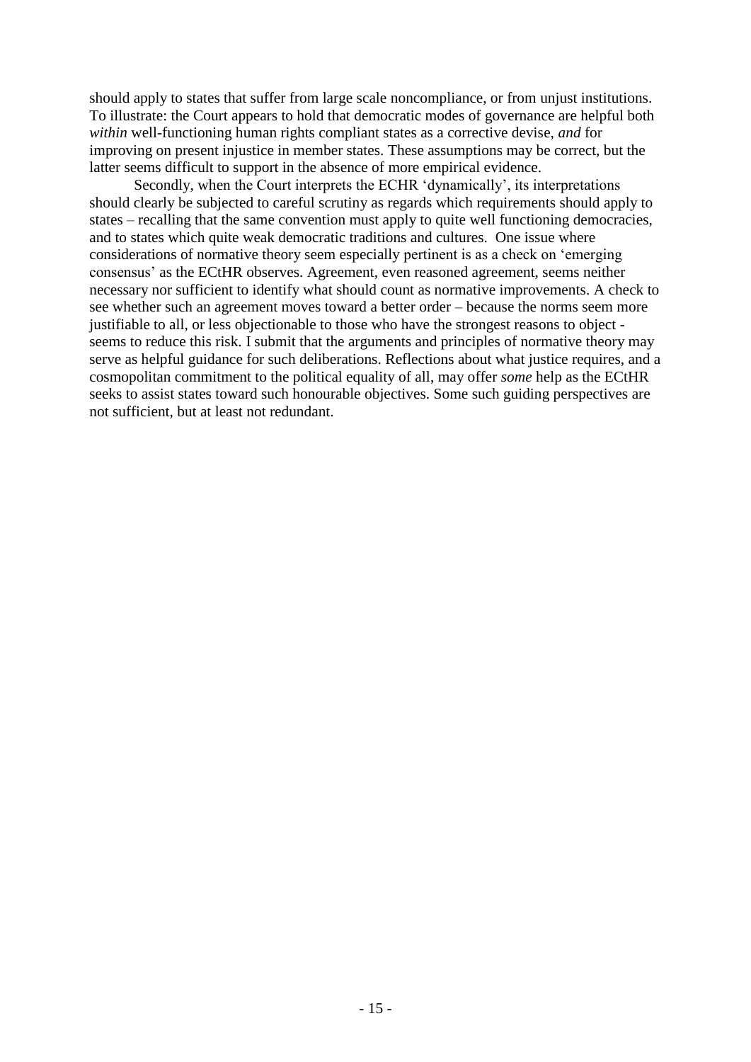should apply to states that suffer from large scale noncompliance, or from unjust institutions. To illustrate: the Court appears to hold that democratic modes of governance are helpful both *within* well-functioning human rights compliant states as a corrective devise, *and* for improving on present injustice in member states. These assumptions may be correct, but the latter seems difficult to support in the absence of more empirical evidence.

Secondly, when the Court interprets the ECHR 'dynamically', its interpretations should clearly be subjected to careful scrutiny as regards which requirements should apply to states – recalling that the same convention must apply to quite well functioning democracies, and to states which quite weak democratic traditions and cultures. One issue where considerations of normative theory seem especially pertinent is as a check on 'emerging consensus' as the ECtHR observes. Agreement, even reasoned agreement, seems neither necessary nor sufficient to identify what should count as normative improvements. A check to see whether such an agreement moves toward a better order – because the norms seem more justifiable to all, or less objectionable to those who have the strongest reasons to object - seems to reduce this risk. I submit that the arguments and principles of normative theory may serve as helpful guidance for such deliberations. Reflections about what justice requires, and a cosmopolitan commitment to the political equality of all, may offer *some* help as the ECtHR seeks to assist states toward such honourable objectives. Some such guiding perspectives are not sufficient, but at least not redundant.